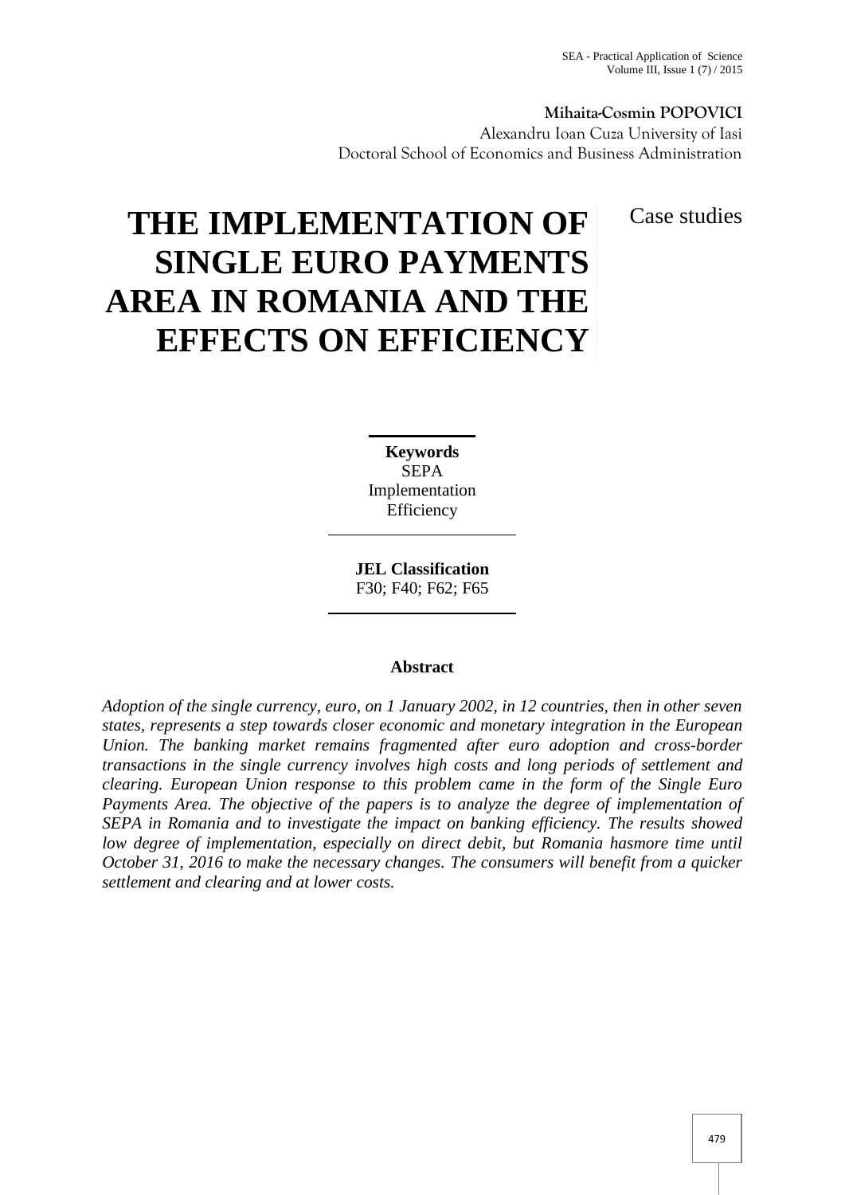**Mihaita-Cosmin POPOVICI**
Alexandru Ioan Cuza University of Iasi
Doctoral School of Economics and Business Administration

Case studies

# THE IMPLEMENTATION OF SINGLE EURO PAYMENTS AREA IN ROMANIA AND THE EFFECTS ON EFFICIENCY

**Keywords**
SEPA
Implementation
Efficiency

**JEL Classification**
F30; F40; F62; F65

## Abstract

*Adoption of the single currency, euro, on 1 January 2002, in 12 countries, then in other seven states, represents a step towards closer economic and monetary integration in the European Union. The banking market remains fragmented after euro adoption and cross-border transactions in the single currency involves high costs and long periods of settlement and clearing. European Union response to this problem came in the form of the Single Euro Payments Area. The objective of the papers is to analyze the degree of implementation of SEPA in Romania and to investigate the impact on banking efficiency. The results showed low degree of implementation, especially on direct debit, but Romania hasmore time until October 31, 2016 to make the necessary changes. The consumers will benefit from a quicker settlement and clearing and at lower costs.*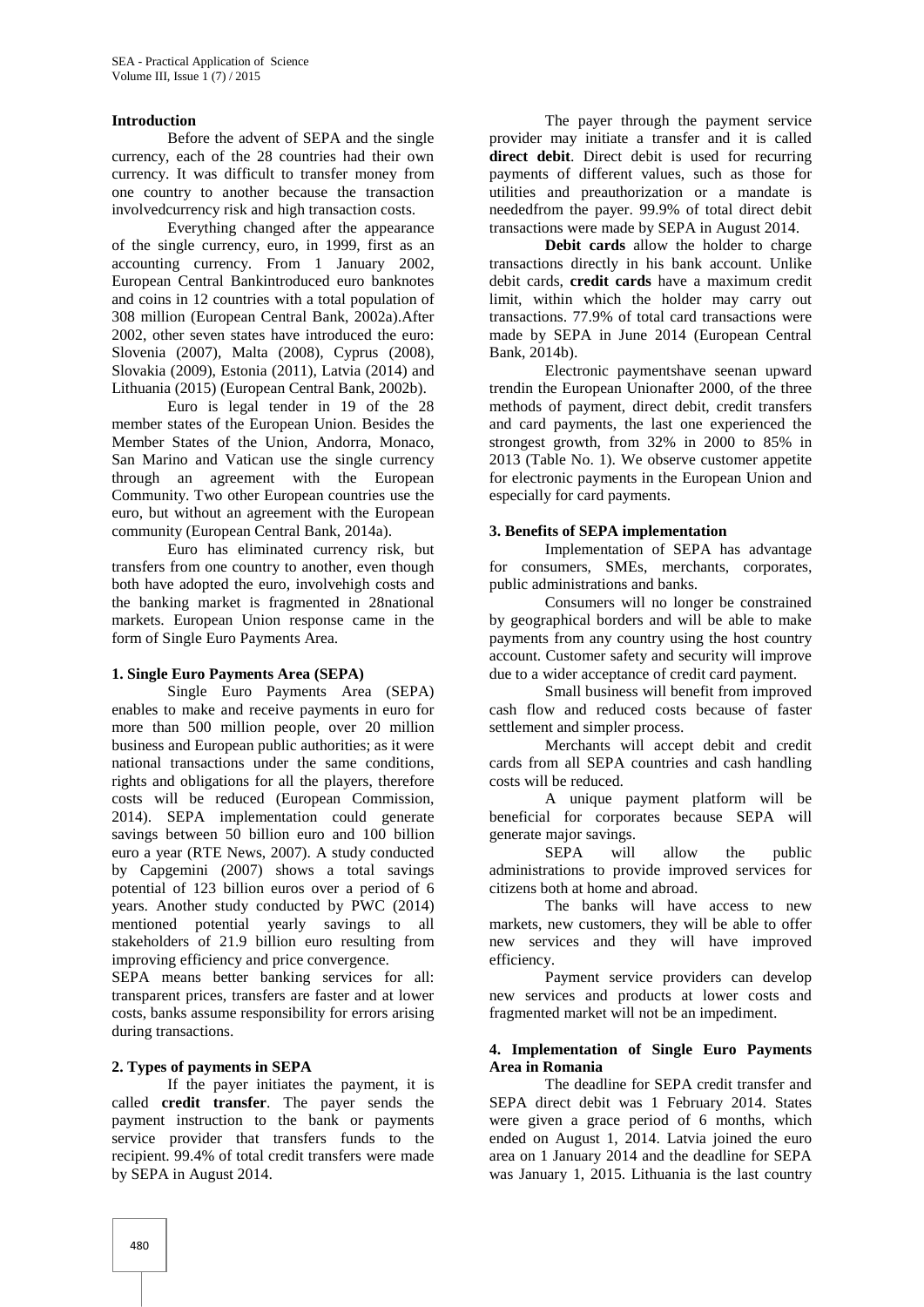## Introduction

Before the advent of SEPA and the single currency, each of the 28 countries had their own currency. It was difficult to transfer money from one country to another because the transaction involvedcurrency risk and high transaction costs.

Everything changed after the appearance of the single currency, euro, in 1999, first as an accounting currency. From 1 January 2002, European Central Bankintroduced euro banknotes and coins in 12 countries with a total population of 308 million (European Central Bank, 2002a).After 2002, other seven states have introduced the euro: Slovenia (2007), Malta (2008), Cyprus (2008), Slovakia (2009), Estonia (2011), Latvia (2014) and Lithuania (2015) (European Central Bank, 2002b).

Euro is legal tender in 19 of the 28 member states of the European Union. Besides the Member States of the Union, Andorra, Monaco, San Marino and Vatican use the single currency through an agreement with the European Community. Two other European countries use the euro, but without an agreement with the European community (European Central Bank, 2014a).

Euro has eliminated currency risk, but transfers from one country to another, even though both have adopted the euro, involvehigh costs and the banking market is fragmented in 28national markets. European Union response came in the form of Single Euro Payments Area.

## 1. Single Euro Payments Area (SEPA)

Single Euro Payments Area (SEPA) enables to make and receive payments in euro for more than 500 million people, over 20 million business and European public authorities; as it were national transactions under the same conditions, rights and obligations for all the players, therefore costs will be reduced (European Commission, 2014). SEPA implementation could generate savings between 50 billion euro and 100 billion euro a year (RTE News, 2007). A study conducted by Capgemini (2007) shows a total savings potential of 123 billion euros over a period of 6 years. Another study conducted by PWC (2014) mentioned potential yearly savings to all stakeholders of 21.9 billion euro resulting from improving efficiency and price convergence.

SEPA means better banking services for all: transparent prices, transfers are faster and at lower costs, banks assume responsibility for errors arising during transactions.

## 2. Types of payments in SEPA

If the payer initiates the payment, it is called **credit transfer**. The payer sends the payment instruction to the bank or payments service provider that transfers funds to the recipient. 99.4% of total credit transfers were made by SEPA in August 2014.

The payer through the payment service provider may initiate a transfer and it is called **direct debit**. Direct debit is used for recurring payments of different values, such as those for utilities and preauthorization or a mandate is neededfrom the payer. 99.9% of total direct debit transactions were made by SEPA in August 2014.

**Debit cards** allow the holder to charge transactions directly in his bank account. Unlike debit cards, **credit cards** have a maximum credit limit, within which the holder may carry out transactions. 77.9% of total card transactions were made by SEPA in June 2014 (European Central Bank, 2014b).

Electronic paymentshave seenan upward trendin the European Unionafter 2000, of the three methods of payment, direct debit, credit transfers and card payments, the last one experienced the strongest growth, from 32% in 2000 to 85% in 2013 (Table No. 1). We observe customer appetite for electronic payments in the European Union and especially for card payments.

## 3. Benefits of SEPA implementation

Implementation of SEPA has advantage for consumers, SMEs, merchants, corporates, public administrations and banks.

Consumers will no longer be constrained by geographical borders and will be able to make payments from any country using the host country account. Customer safety and security will improve due to a wider acceptance of credit card payment.

Small business will benefit from improved cash flow and reduced costs because of faster settlement and simpler process.

Merchants will accept debit and credit cards from all SEPA countries and cash handling costs will be reduced.

A unique payment platform will be beneficial for corporates because SEPA will generate major savings.

SEPA will allow the public administrations to provide improved services for citizens both at home and abroad.

The banks will have access to new markets, new customers, they will be able to offer new services and they will have improved efficiency.

Payment service providers can develop new services and products at lower costs and fragmented market will not be an impediment.

## 4. Implementation of Single Euro Payments Area in Romania

The deadline for SEPA credit transfer and SEPA direct debit was 1 February 2014. States were given a grace period of 6 months, which ended on August 1, 2014. Latvia joined the euro area on 1 January 2014 and the deadline for SEPA was January 1, 2015. Lithuania is the last country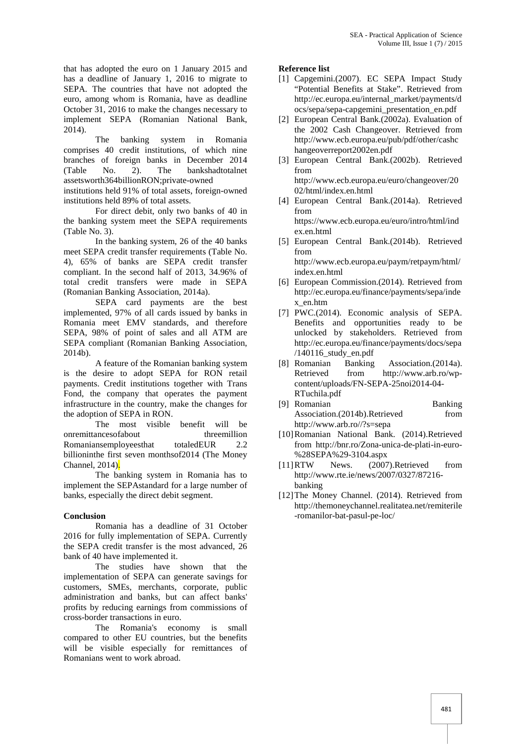that has adopted the euro on 1 January 2015 and has a deadline of January 1, 2016 to migrate to SEPA. The countries that have not adopted the euro, among whom is Romania, have as deadline October 31, 2016 to make the changes necessary to implement SEPA (Romanian National Bank, 2014).

The banking system in Romania comprises 40 credit institutions, of which nine branches of foreign banks in December 2014 (Table No. 2). The bankshadtotalnet assetsworth364billionRON;private-owned institutions held 91% of total assets, foreign-owned institutions held 89% of total assets.

For direct debit, only two banks of 40 in the banking system meet the SEPA requirements (Table No. 3).

In the banking system, 26 of the 40 banks meet SEPA credit transfer requirements (Table No. 4), 65% of banks are SEPA credit transfer compliant. In the second half of 2013, 34.96% of total credit transfers were made in SEPA (Romanian Banking Association, 2014a).

SEPA card payments are the best implemented, 97% of all cards issued by banks in Romania meet EMV standards, and therefore SEPA, 98% of point of sales and all ATM are SEPA compliant (Romanian Banking Association, 2014b).

A feature of the Romanian banking system is the desire to adopt SEPA for RON retail payments. Credit institutions together with Trans Fond, the company that operates the payment infrastructure in the country, make the changes for the adoption of SEPA in RON.

The most visible benefit will be onremittancesofabout threemillion Romaniansemployeesthat totaledEUR 2.2 billioninthe first seven monthsof2014 (The Money Channel, 2014).

The banking system in Romania has to implement the SEPAstandard for a large number of banks, especially the direct debit segment.

## Conclusion

Romania has a deadline of 31 October 2016 for fully implementation of SEPA. Currently the SEPA credit transfer is the most advanced, 26 bank of 40 have implemented it.

The studies have shown that the implementation of SEPA can generate savings for customers, SMEs, merchants, corporate, public administration and banks, but can affect banks' profits by reducing earnings from commissions of cross-border transactions in euro.

The Romania's economy is small compared to other EU countries, but the benefits will be visible especially for remittances of Romanians went to work abroad.

## Reference list

[1] Capgemini.(2007). EC SEPA Impact Study "Potential Benefits at Stake". Retrieved from http://ec.europa.eu/internal_market/payments/docs/sepa/sepa-capgemini_presentation_en.pdf

[2] European Central Bank.(2002a). Evaluation of the 2002 Cash Changeover. Retrieved from http://www.ecb.europa.eu/pub/pdf/other/cashchangeoverreport2002en.pdf

[3] European Central Bank.(2002b). Retrieved from http://www.ecb.europa.eu/euro/changeover/2002/html/index.en.html

[4] European Central Bank.(2014a). Retrieved from https://www.ecb.europa.eu/euro/intro/html/index.en.html

[5] European Central Bank.(2014b). Retrieved from http://www.ecb.europa.eu/paym/retpaym/html/index.en.html

[6] European Commission.(2014). Retrieved from http://ec.europa.eu/finance/payments/sepa/index_en.htm

[7] PWC.(2014). Economic analysis of SEPA. Benefits and opportunities ready to be unlocked by stakeholders. Retrieved from http://ec.europa.eu/finance/payments/docs/sepa/140116_study_en.pdf

[8] Romanian Banking Association.(2014a). Retrieved from http://www.arb.ro/wp-content/uploads/FN-SEPA-25noi2014-04-RTuchila.pdf

[9] Romanian Banking Association.(2014b).Retrieved from http://www.arb.ro//?s=sepa

[10] Romanian National Bank. (2014).Retrieved from http://bnr.ro/Zona-unica-de-plati-in-euro-%28SEPA%29-3104.aspx

[11] RTW News. (2007).Retrieved from http://www.rte.ie/news/2007/0327/87216-banking

[12] The Money Channel. (2014). Retrieved from http://themoneychannel.realitatea.net/remiterile-romanilor-bat-pasul-pe-loc/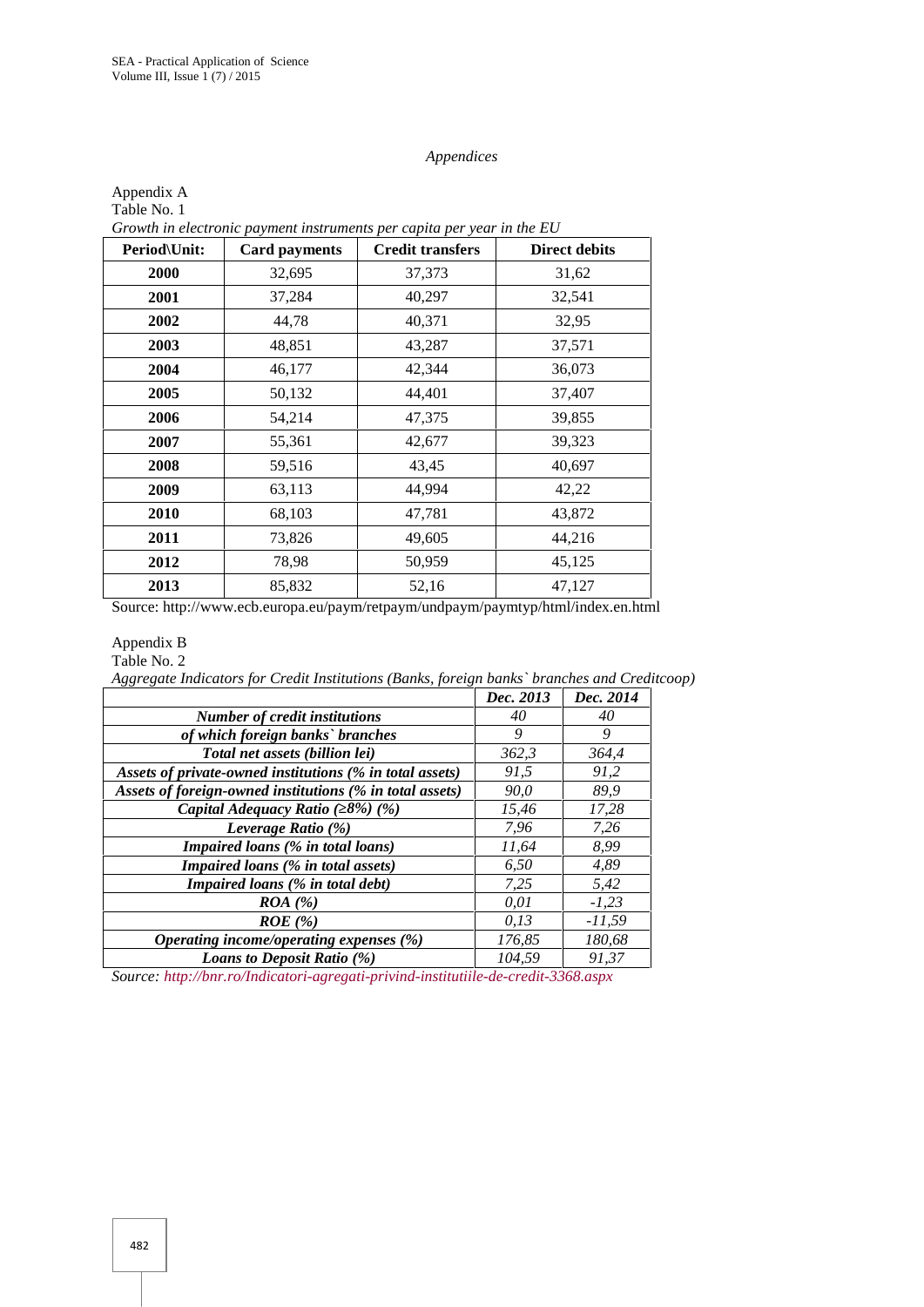*Appendices*

Appendix A

Table No. 1

*Growth in electronic payment instruments per capita per year in the EU*

| Period\Unit: | Card payments | Credit transfers | Direct debits |
|---|---|---|---|
| **2000** | 32,695 | 37,373 | 31,62 |
| **2001** | 37,284 | 40,297 | 32,541 |
| **2002** | 44,78 | 40,371 | 32,95 |
| **2003** | 48,851 | 43,287 | 37,571 |
| **2004** | 46,177 | 42,344 | 36,073 |
| **2005** | 50,132 | 44,401 | 37,407 |
| **2006** | 54,214 | 47,375 | 39,855 |
| **2007** | 55,361 | 42,677 | 39,323 |
| **2008** | 59,516 | 43,45 | 40,697 |
| **2009** | 63,113 | 44,994 | 42,22 |
| **2010** | 68,103 | 47,781 | 43,872 |
| **2011** | 73,826 | 49,605 | 44,216 |
| **2012** | 78,98 | 50,959 | 45,125 |
| **2013** | 85,832 | 52,16 | 47,127 |

Source: http://www.ecb.europa.eu/paym/retpaym/undpaym/paymtyp/html/index.en.html

Appendix B

Table No. 2

*Aggregate Indicators for Credit Institutions (Banks, foreign banks` branches and Creditcoop)*

| | *Dec. 2013* | *Dec. 2014* |
|---|---|---|
| ***Number of credit institutions*** | *40* | *40* |
| ***of which foreign banks` branches*** | *9* | *9* |
| ***Total net assets (billion lei)*** | *362,3* | *364,4* |
| ***Assets of private-owned institutions (% in total assets)*** | *91,5* | *91,2* |
| ***Assets of foreign-owned institutions (% in total assets)*** | *90,0* | *89,9* |
| ***Capital Adequacy Ratio (≥8%) (%)*** | *15,46* | *17,28* |
| ***Leverage Ratio (%)*** | *7,96* | *7,26* |
| ***Impaired loans (% in total loans)*** | *11,64* | *8,99* |
| ***Impaired loans (% in total assets)*** | *6,50* | *4,89* |
| ***Impaired loans (% in total debt)*** | *7,25* | *5,42* |
| ***ROA (%)*** | *0,01* | *-1,23* |
| ***ROE (%)*** | *0,13* | *-11,59* |
| ***Operating income/operating expenses (%)*** | *176,85* | *180,68* |
| ***Loans to Deposit Ratio (%)*** | *104,59* | *91,37* |

*Source: http://bnr.ro/Indicatori-agregati-privind-institutiile-de-credit-3368.aspx*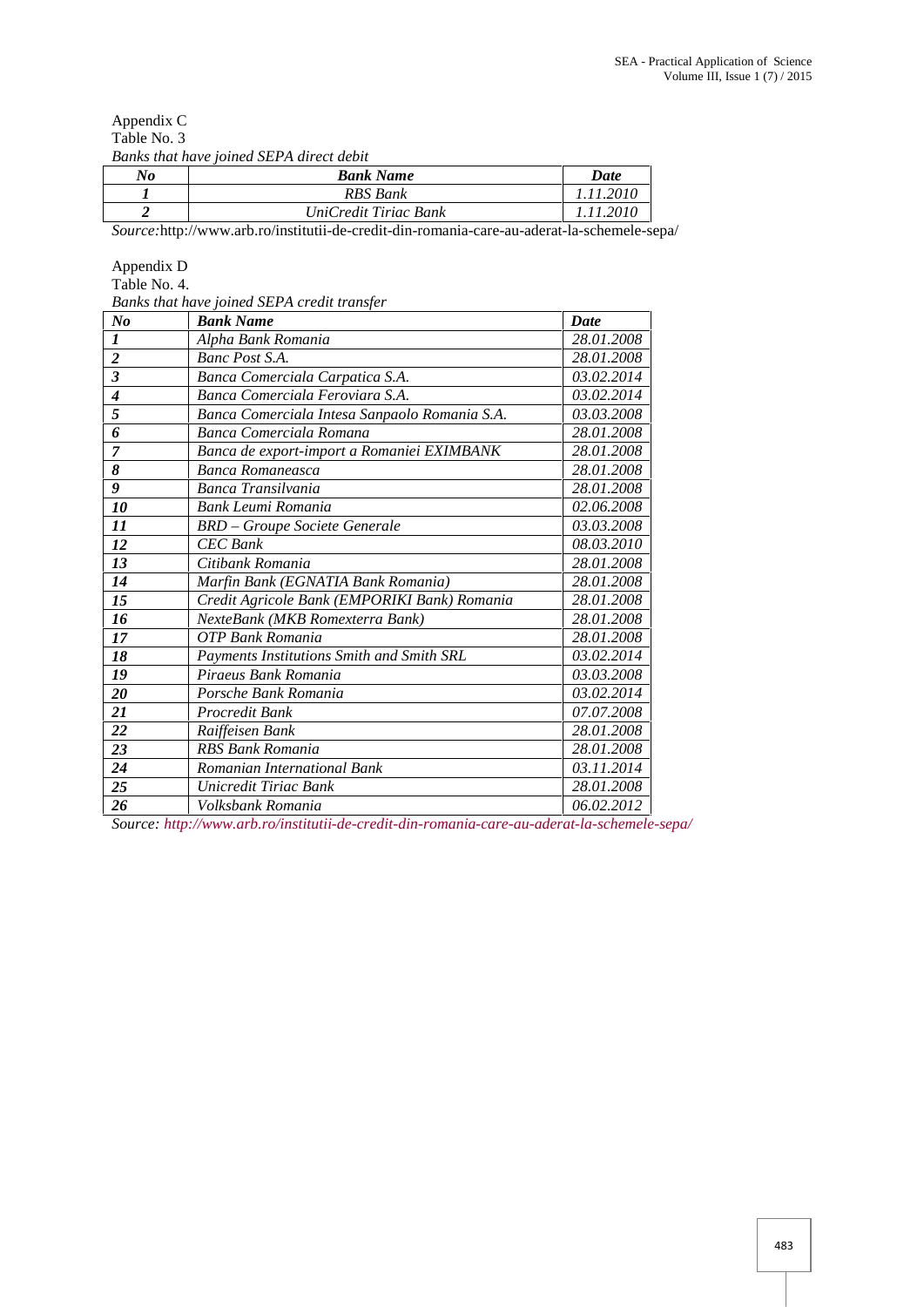Appendix C

Table No. 3

*Banks that have joined SEPA direct debit*

| ***No*** | ***Bank Name*** | ***Date*** |
|---|---|---|
| ***1*** | *RBS Bank* | *1.11.2010* |
| ***2*** | *UniCredit Tiriac Bank* | *1.11.2010* |

*Source:*http://www.arb.ro/institutii-de-credit-din-romania-care-au-aderat-la-schemele-sepa/

Appendix D

Table No. 4.

*Banks that have joined SEPA credit transfer*

| ***No*** | ***Bank Name*** | ***Date*** |
|---|---|---|
| ***1*** | *Alpha Bank Romania* | *28.01.2008* |
| ***2*** | *Banc Post S.A.* | *28.01.2008* |
| ***3*** | *Banca Comerciala Carpatica S.A.* | *03.02.2014* |
| ***4*** | *Banca Comerciala Feroviara S.A.* | *03.02.2014* |
| ***5*** | *Banca Comerciala Intesa Sanpaolo Romania S.A.* | *03.03.2008* |
| ***6*** | *Banca Comerciala Romana* | *28.01.2008* |
| ***7*** | *Banca de export-import a Romaniei EXIMBANK* | *28.01.2008* |
| ***8*** | *Banca Romaneasca* | *28.01.2008* |
| ***9*** | *Banca Transilvania* | *28.01.2008* |
| ***10*** | *Bank Leumi Romania* | *02.06.2008* |
| ***11*** | *BRD – Groupe Societe Generale* | *03.03.2008* |
| ***12*** | *CEC Bank* | *08.03.2010* |
| ***13*** | *Citibank Romania* | *28.01.2008* |
| ***14*** | *Marfin Bank (EGNATIA Bank Romania)* | *28.01.2008* |
| ***15*** | *Credit Agricole Bank (EMPORIKI Bank) Romania* | *28.01.2008* |
| ***16*** | *NexteBank (MKB Romexterra Bank)* | *28.01.2008* |
| ***17*** | *OTP Bank Romania* | *28.01.2008* |
| ***18*** | *Payments Institutions Smith and Smith SRL* | *03.02.2014* |
| ***19*** | *Piraeus Bank Romania* | *03.03.2008* |
| ***20*** | *Porsche Bank Romania* | *03.02.2014* |
| ***21*** | *Procredit Bank* | *07.07.2008* |
| ***22*** | *Raiffeisen Bank* | *28.01.2008* |
| ***23*** | *RBS Bank Romania* | *28.01.2008* |
| ***24*** | *Romanian International Bank* | *03.11.2014* |
| ***25*** | *Unicredit Tiriac Bank* | *28.01.2008* |
| ***26*** | *Volksbank Romania* | *06.02.2012* |

*Source: http://www.arb.ro/institutii-de-credit-din-romania-care-au-aderat-la-schemele-sepa/*